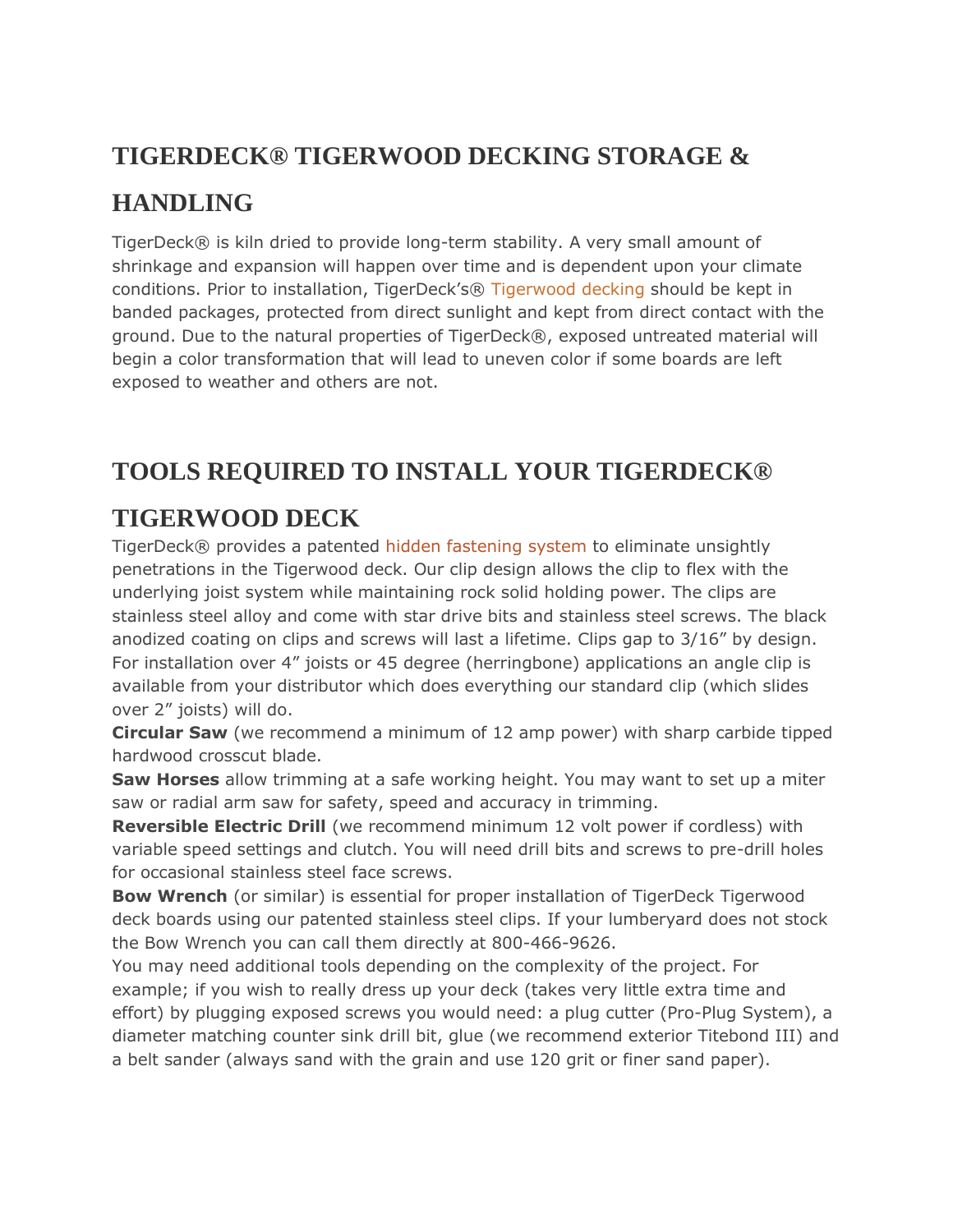## TIGERDECK® TIGERWOOD DECKING STORAGE & HANDLING

TigerDeck® is kiln dried to provide long-term stability. A very small amount of shrinkage and expansion will happen over time and is dependent upon your climate conditions. Prior to installation, TigerDeck's® Tigerwood decking should be kept in banded packages, protected from direct sunlight and kept from direct contact with the ground. Due to the natural properties of TigerDeck®, exposed untreated material will begin a color transformation that will lead to uneven color if some boards are left exposed to weather and others are not.

## TOOLS REQUIRED TO INSTALL YOUR TIGERDECK® TIGERWOOD DECK

TigerDeck® provides a patented hidden fastening system to eliminate unsightly penetrations in the Tigerwood deck. Our clip design allows the clip to flex with the underlying joist system while maintaining rock solid holding power. The clips are stainless steel alloy and come with star drive bits and stainless steel screws. The black anodized coating on clips and screws will last a lifetime. Clips gap to 3/16" by design. For installation over 4" joists or 45 degree (herringbone) applications an angle clip is available from your distributor which does everything our standard clip (which slides over 2" joists) will do.

**Circular Saw** (we recommend a minimum of 12 amp power) with sharp carbide tipped hardwood crosscut blade.

**Saw Horses** allow trimming at a safe working height. You may want to set up a miter saw or radial arm saw for safety, speed and accuracy in trimming.

**Reversible Electric Drill** (we recommend minimum 12 volt power if cordless) with variable speed settings and clutch. You will need drill bits and screws to pre-drill holes for occasional stainless steel face screws.

**Bow Wrench** (or similar) is essential for proper installation of TigerDeck Tigerwood deck boards using our patented stainless steel clips. If your lumberyard does not stock the Bow Wrench you can call them directly at 800-466-9626.

You may need additional tools depending on the complexity of the project. For example; if you wish to really dress up your deck (takes very little extra time and effort) by plugging exposed screws you would need: a plug cutter (Pro-Plug System), a diameter matching counter sink drill bit, glue (we recommend exterior Titebond III) and a belt sander (always sand with the grain and use 120 grit or finer sand paper).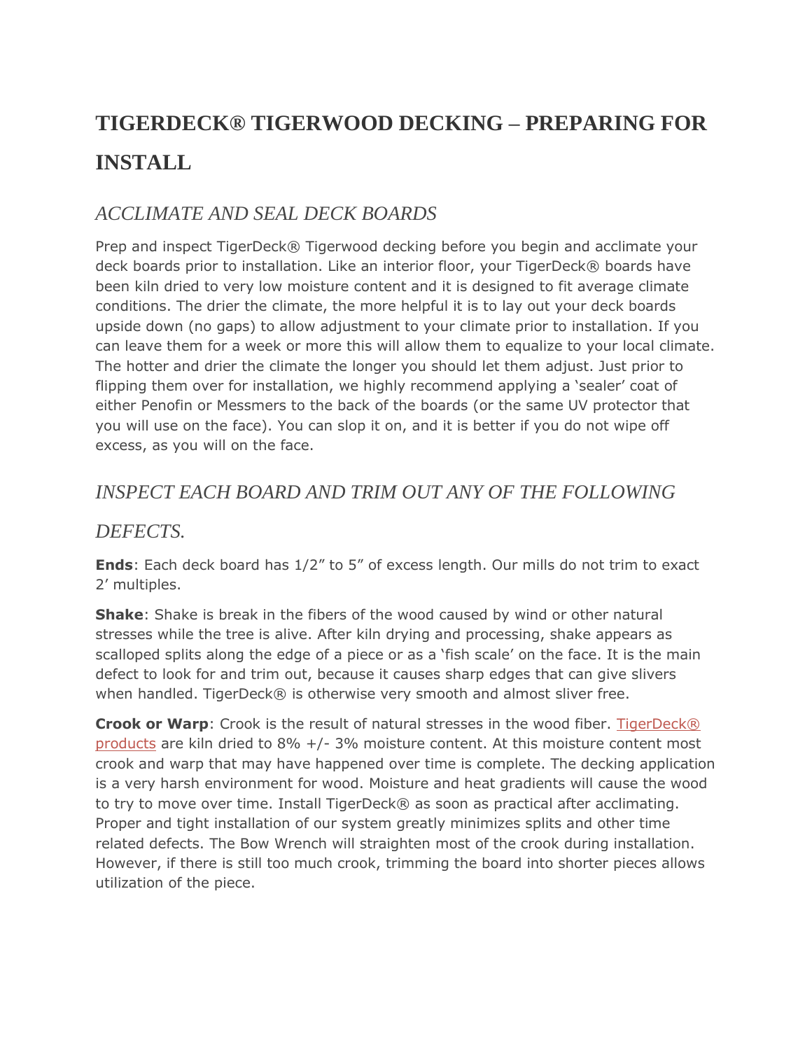# TIGERDECK® TIGERWOOD DECKING – PREPARING FOR INSTALL

## *ACCLIMATE AND SEAL DECK BOARDS*

Prep and inspect TigerDeck® Tigerwood decking before you begin and acclimate your deck boards prior to installation. Like an interior floor, your TigerDeck® boards have been kiln dried to very low moisture content and it is designed to fit average climate conditions. The drier the climate, the more helpful it is to lay out your deck boards upside down (no gaps) to allow adjustment to your climate prior to installation. If you can leave them for a week or more this will allow them to equalize to your local climate. The hotter and drier the climate the longer you should let them adjust. Just prior to flipping them over for installation, we highly recommend applying a 'sealer' coat of either Penofin or Messmers to the back of the boards (or the same UV protector that you will use on the face). You can slop it on, and it is better if you do not wipe off excess, as you will on the face.

## *INSPECT EACH BOARD AND TRIM OUT ANY OF THE FOLLOWING DEFECTS.*

**Ends**: Each deck board has 1/2" to 5" of excess length. Our mills do not trim to exact 2' multiples.

**Shake**: Shake is break in the fibers of the wood caused by wind or other natural stresses while the tree is alive. After kiln drying and processing, shake appears as scalloped splits along the edge of a piece or as a 'fish scale' on the face. It is the main defect to look for and trim out, because it causes sharp edges that can give slivers when handled. TigerDeck® is otherwise very smooth and almost sliver free.

**Crook or Warp**: Crook is the result of natural stresses in the wood fiber. TigerDeck® products are kiln dried to 8% +/- 3% moisture content. At this moisture content most crook and warp that may have happened over time is complete. The decking application is a very harsh environment for wood. Moisture and heat gradients will cause the wood to try to move over time. Install TigerDeck® as soon as practical after acclimating. Proper and tight installation of our system greatly minimizes splits and other time related defects. The Bow Wrench will straighten most of the crook during installation. However, if there is still too much crook, trimming the board into shorter pieces allows utilization of the piece.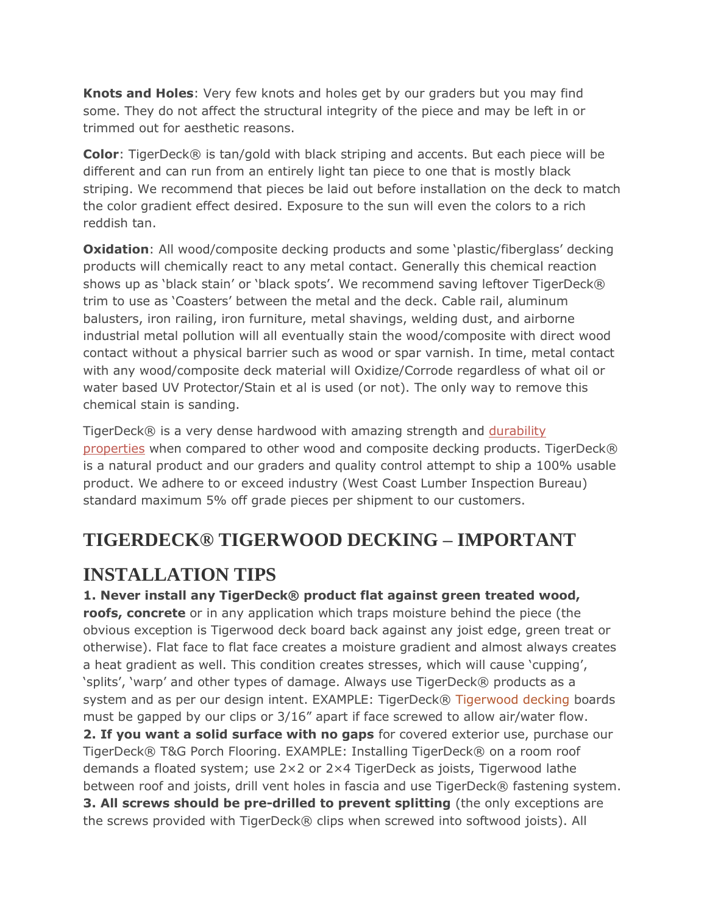**Knots and Holes**: Very few knots and holes get by our graders but you may find some. They do not affect the structural integrity of the piece and may be left in or trimmed out for aesthetic reasons.

**Color**: TigerDeck® is tan/gold with black striping and accents. But each piece will be different and can run from an entirely light tan piece to one that is mostly black striping. We recommend that pieces be laid out before installation on the deck to match the color gradient effect desired. Exposure to the sun will even the colors to a rich reddish tan.

**Oxidation**: All wood/composite decking products and some 'plastic/fiberglass' decking products will chemically react to any metal contact. Generally this chemical reaction shows up as 'black stain' or 'black spots'. We recommend saving leftover TigerDeck® trim to use as 'Coasters' between the metal and the deck. Cable rail, aluminum balusters, iron railing, iron furniture, metal shavings, welding dust, and airborne industrial metal pollution will all eventually stain the wood/composite with direct wood contact without a physical barrier such as wood or spar varnish. In time, metal contact with any wood/composite deck material will Oxidize/Corrode regardless of what oil or water based UV Protector/Stain et al is used (or not). The only way to remove this chemical stain is sanding.

TigerDeck® is a very dense hardwood with amazing strength and durability properties when compared to other wood and composite decking products. TigerDeck® is a natural product and our graders and quality control attempt to ship a 100% usable product. We adhere to or exceed industry (West Coast Lumber Inspection Bureau) standard maximum 5% off grade pieces per shipment to our customers.

## TIGERDECK® TIGERWOOD DECKING – IMPORTANT INSTALLATION TIPS

**1. Never install any TigerDeck® product flat against green treated wood, roofs, concrete** or in any application which traps moisture behind the piece (the obvious exception is Tigerwood deck board back against any joist edge, green treat or otherwise). Flat face to flat face creates a moisture gradient and almost always creates a heat gradient as well. This condition creates stresses, which will cause 'cupping', 'splits', 'warp' and other types of damage. Always use TigerDeck® products as a system and as per our design intent. EXAMPLE: TigerDeck® Tigerwood decking boards must be gapped by our clips or 3/16" apart if face screwed to allow air/water flow.

**2. If you want a solid surface with no gaps** for covered exterior use, purchase our TigerDeck® T&G Porch Flooring. EXAMPLE: Installing TigerDeck® on a room roof demands a floated system; use 2×2 or 2×4 TigerDeck as joists, Tigerwood lathe between roof and joists, drill vent holes in fascia and use TigerDeck® fastening system.

**3. All screws should be pre-drilled to prevent splitting** (the only exceptions are the screws provided with TigerDeck® clips when screwed into softwood joists). All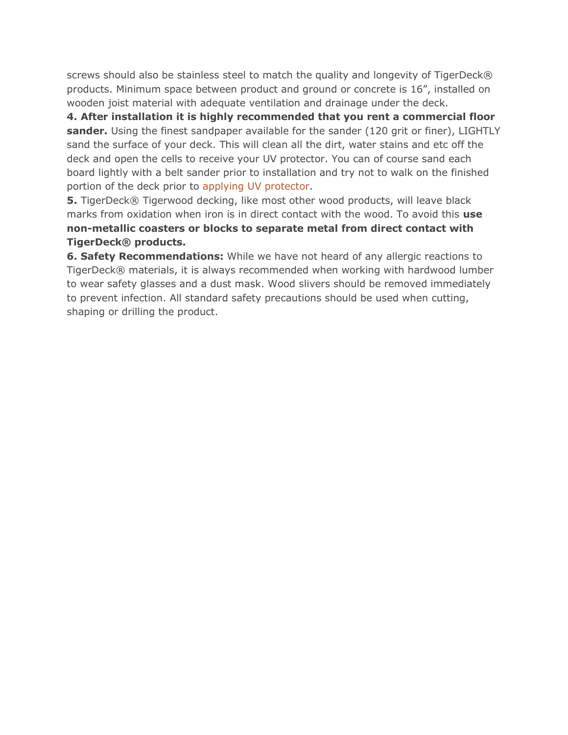screws should also be stainless steel to match the quality and longevity of TigerDeck® products. Minimum space between product and ground or concrete is 16”, installed on wooden joist material with adequate ventilation and drainage under the deck.

**4. After installation it is highly recommended that you rent a commercial floor sander.** Using the finest sandpaper available for the sander (120 grit or finer), LIGHTLY sand the surface of your deck. This will clean all the dirt, water stains and etc off the deck and open the cells to receive your UV protector. You can of course sand each board lightly with a belt sander prior to installation and try not to walk on the finished portion of the deck prior to applying UV protector.

**5.** TigerDeck® Tigerwood decking, like most other wood products, will leave black marks from oxidation when iron is in direct contact with the wood. To avoid this **use non-metallic coasters or blocks to separate metal from direct contact with TigerDeck® products.**

**6. Safety Recommendations:** While we have not heard of any allergic reactions to TigerDeck® materials, it is always recommended when working with hardwood lumber to wear safety glasses and a dust mask. Wood slivers should be removed immediately to prevent infection. All standard safety precautions should be used when cutting, shaping or drilling the product.